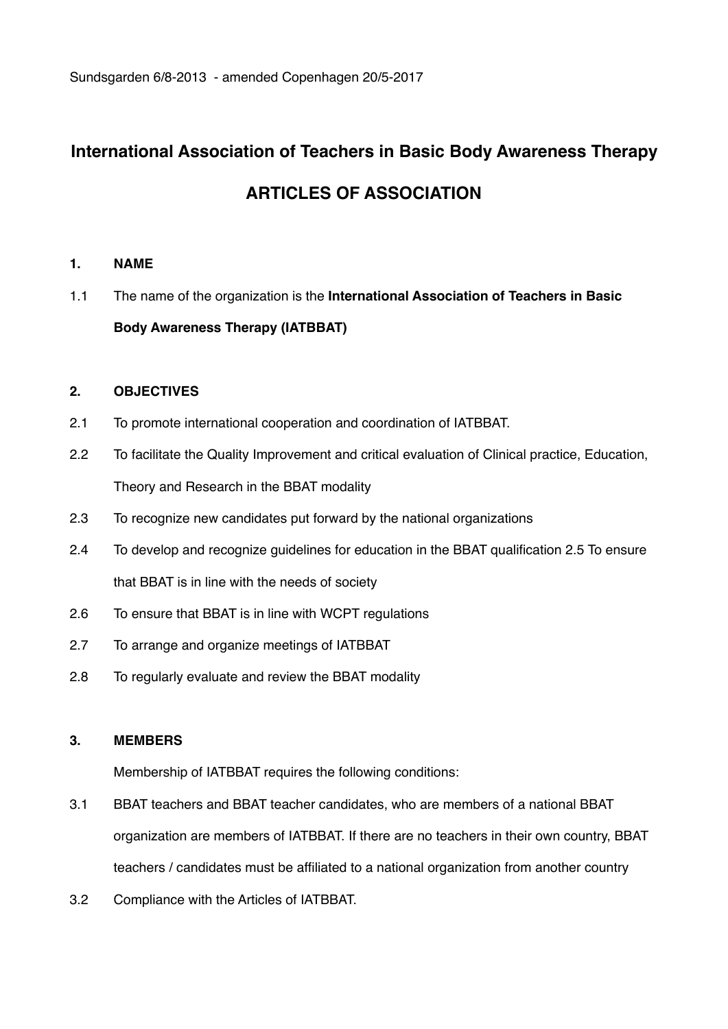Sundsgarden 6/8-2013 - amended Copenhagen 20/5-2017

# International Association of Teachers in Basic Body Awareness Therapy

# ARTICLES OF ASSOCIATION

## 1. NAME

1.1 The name of the organization is the **International Association of Teachers in Basic Body Awareness Therapy (IATBBAT)**

## 2. OBJECTIVES

2.1 To promote international cooperation and coordination of IATBBAT.

2.2 To facilitate the Quality Improvement and critical evaluation of Clinical practice, Education, Theory and Research in the BBAT modality

2.3 To recognize new candidates put forward by the national organizations

2.4 To develop and recognize guidelines for education in the BBAT qualification 2.5 To ensure that BBAT is in line with the needs of society

2.6 To ensure that BBAT is in line with WCPT regulations

2.7 To arrange and organize meetings of IATBBAT

2.8 To regularly evaluate and review the BBAT modality

## 3. MEMBERS

Membership of IATBBAT requires the following conditions:

3.1 BBAT teachers and BBAT teacher candidates, who are members of a national BBAT organization are members of IATBBAT. If there are no teachers in their own country, BBAT teachers / candidates must be affiliated to a national organization from another country

3.2 Compliance with the Articles of IATBBAT.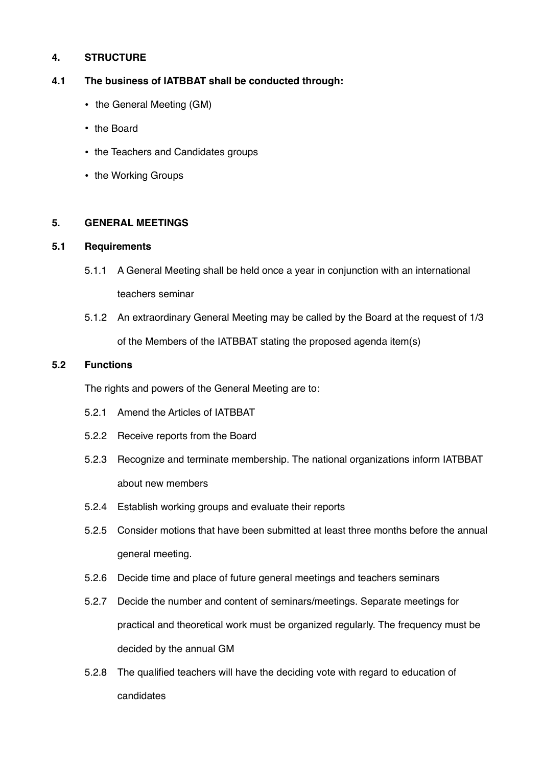## 4. STRUCTURE

### 4.1 The business of IATBBAT shall be conducted through:

- the General Meeting (GM)
- the Board
- the Teachers and Candidates groups
- the Working Groups

## 5. GENERAL MEETINGS

### 5.1 Requirements

5.1.1 A General Meeting shall be held once a year in conjunction with an international teachers seminar

5.1.2 An extraordinary General Meeting may be called by the Board at the request of 1/3 of the Members of the IATBBAT stating the proposed agenda item(s)

### 5.2 Functions

The rights and powers of the General Meeting are to:

5.2.1 Amend the Articles of IATBBAT

5.2.2 Receive reports from the Board

5.2.3 Recognize and terminate membership. The national organizations inform IATBBAT about new members

5.2.4 Establish working groups and evaluate their reports

5.2.5 Consider motions that have been submitted at least three months before the annual general meeting.

5.2.6 Decide time and place of future general meetings and teachers seminars

5.2.7 Decide the number and content of seminars/meetings. Separate meetings for practical and theoretical work must be organized regularly. The frequency must be decided by the annual GM

5.2.8 The qualified teachers will have the deciding vote with regard to education of candidates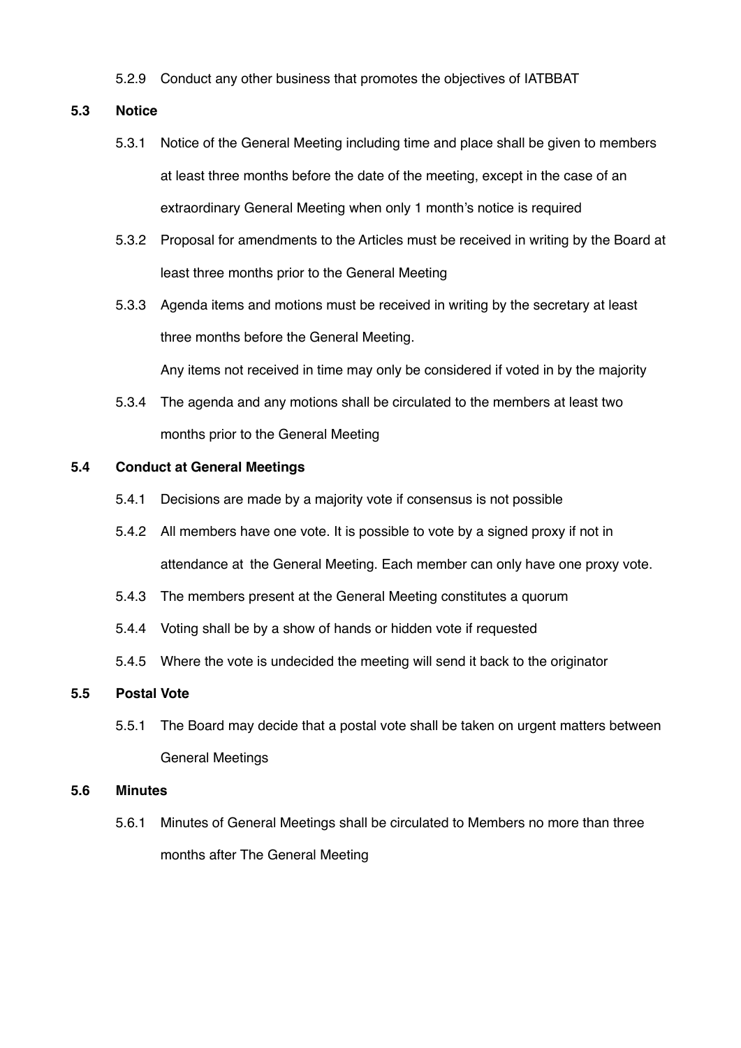5.2.9 Conduct any other business that promotes the objectives of IATBBAT

### 5.3 Notice

5.3.1 Notice of the General Meeting including time and place shall be given to members at least three months before the date of the meeting, except in the case of an extraordinary General Meeting when only 1 month's notice is required

5.3.2 Proposal for amendments to the Articles must be received in writing by the Board at least three months prior to the General Meeting

5.3.3 Agenda items and motions must be received in writing by the secretary at least three months before the General Meeting.

Any items not received in time may only be considered if voted in by the majority

5.3.4 The agenda and any motions shall be circulated to the members at least two months prior to the General Meeting

### 5.4 Conduct at General Meetings

5.4.1 Decisions are made by a majority vote if consensus is not possible

5.4.2 All members have one vote. It is possible to vote by a signed proxy if not in attendance at the General Meeting. Each member can only have one proxy vote.

5.4.3 The members present at the General Meeting constitutes a quorum

5.4.4 Voting shall be by a show of hands or hidden vote if requested

5.4.5 Where the vote is undecided the meeting will send it back to the originator

### 5.5 Postal Vote

5.5.1 The Board may decide that a postal vote shall be taken on urgent matters between General Meetings

### 5.6 Minutes

5.6.1 Minutes of General Meetings shall be circulated to Members no more than three months after The General Meeting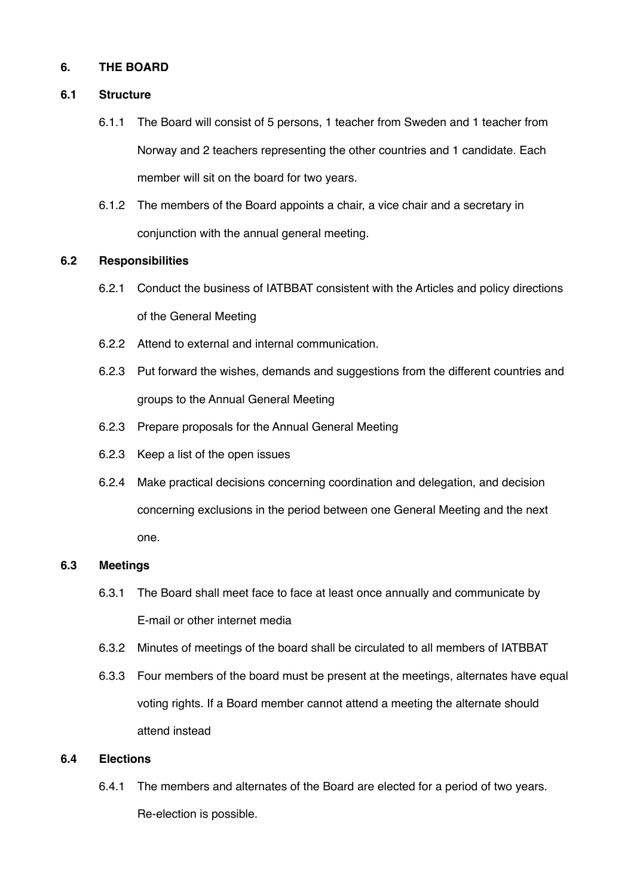## 6. THE BOARD

### 6.1 Structure

6.1.1 The Board will consist of 5 persons, 1 teacher from Sweden and 1 teacher from Norway and 2 teachers representing the other countries and 1 candidate. Each member will sit on the board for two years.

6.1.2 The members of the Board appoints a chair, a vice chair and a secretary in conjunction with the annual general meeting.

### 6.2 Responsibilities

6.2.1 Conduct the business of IATBBAT consistent with the Articles and policy directions of the General Meeting

6.2.2 Attend to external and internal communication.

6.2.3 Put forward the wishes, demands and suggestions from the different countries and groups to the Annual General Meeting

6.2.3 Prepare proposals for the Annual General Meeting

6.2.3 Keep a list of the open issues

6.2.4 Make practical decisions concerning coordination and delegation, and decision concerning exclusions in the period between one General Meeting and the next one.

### 6.3 Meetings

6.3.1 The Board shall meet face to face at least once annually and communicate by E-mail or other internet media

6.3.2 Minutes of meetings of the board shall be circulated to all members of IATBBAT

6.3.3 Four members of the board must be present at the meetings, alternates have equal voting rights. If a Board member cannot attend a meeting the alternate should attend instead

### 6.4 Elections

6.4.1 The members and alternates of the Board are elected for a period of two years. Re-election is possible.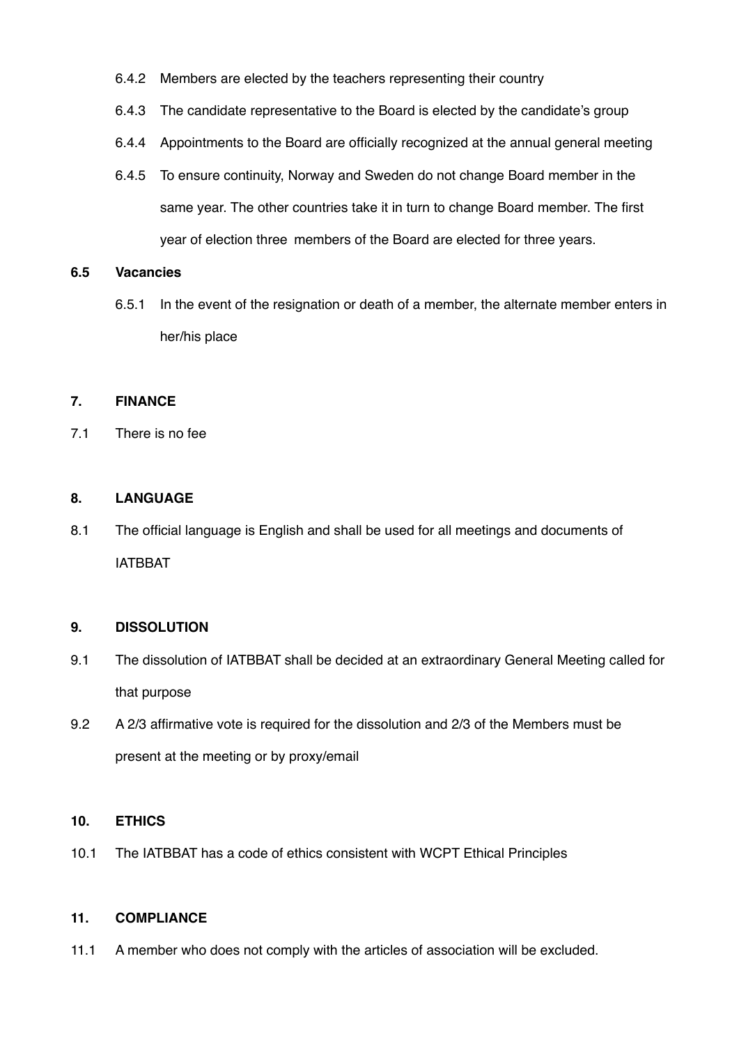6.4.2 Members are elected by the teachers representing their country

6.4.3 The candidate representative to the Board is elected by the candidate's group

6.4.4 Appointments to the Board are officially recognized at the annual general meeting

6.4.5 To ensure continuity, Norway and Sweden do not change Board member in the same year. The other countries take it in turn to change Board member. The first year of election three members of the Board are elected for three years.

**6.5 Vacancies**

6.5.1 In the event of the resignation or death of a member, the alternate member enters in her/his place

**7. FINANCE**

7.1 There is no fee

**8. LANGUAGE**

8.1 The official language is English and shall be used for all meetings and documents of IATBBAT

**9. DISSOLUTION**

9.1 The dissolution of IATBBAT shall be decided at an extraordinary General Meeting called for that purpose

9.2 A 2/3 affirmative vote is required for the dissolution and 2/3 of the Members must be present at the meeting or by proxy/email

**10. ETHICS**

10.1 The IATBBAT has a code of ethics consistent with WCPT Ethical Principles

**11. COMPLIANCE**

11.1 A member who does not comply with the articles of association will be excluded.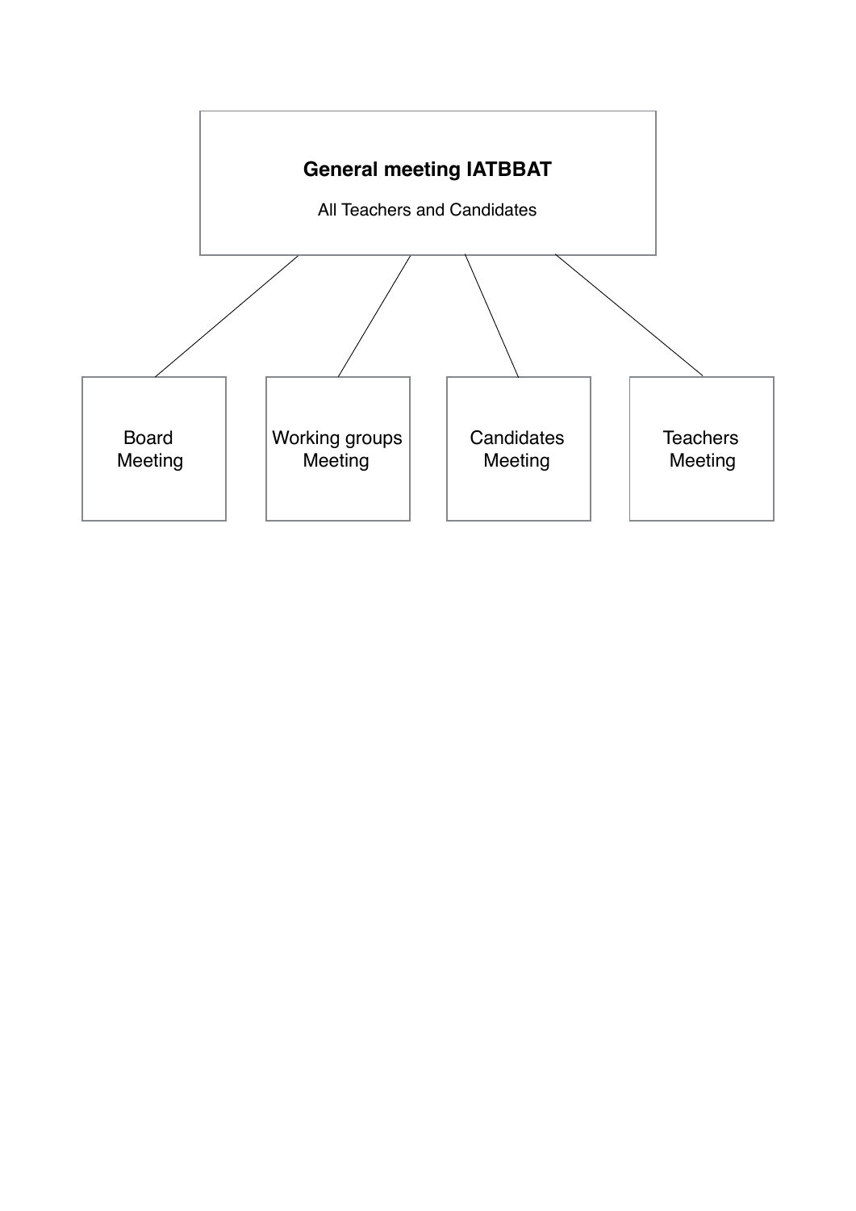**General meeting IATBBAT**

All Teachers and Candidates

Board Meeting

Working groups Meeting

Candidates Meeting

Teachers Meeting